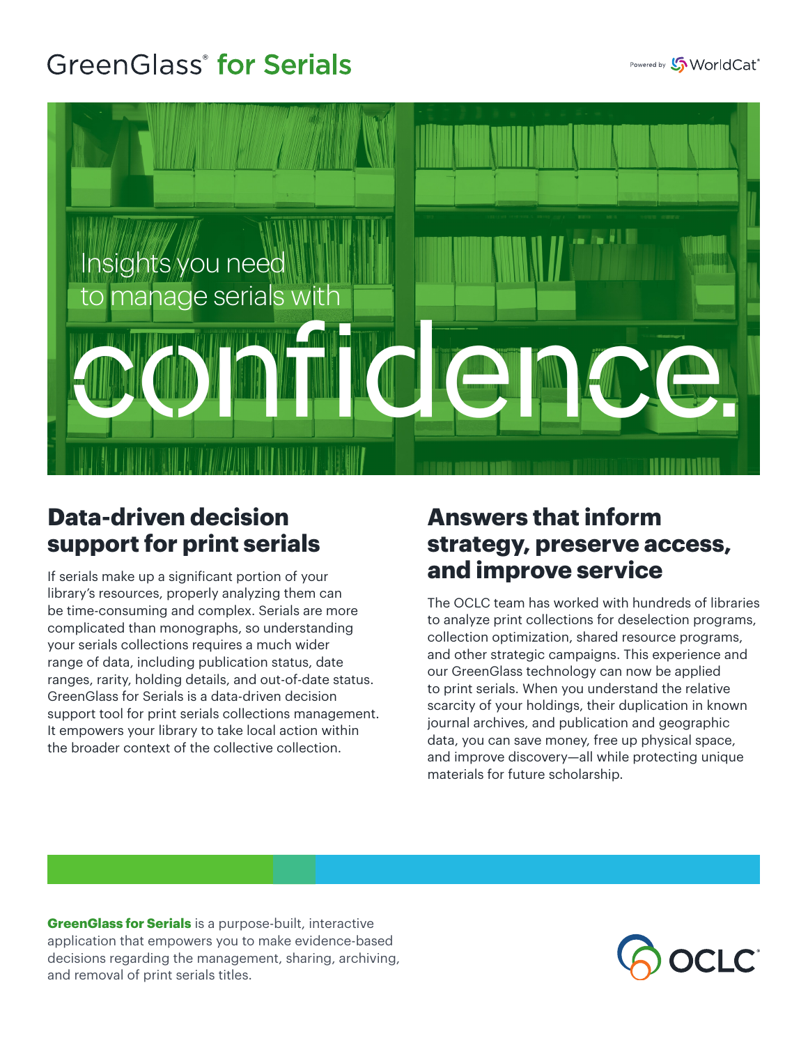# GreenGlass® for Serials

Powered by WorldCat®

Insights you need to manage serials with

confidence.

## Data-driven decision support for print serials

If serials make up a significant portion of your library's resources, properly analyzing them can be time-consuming and complex. Serials are more complicated than monographs, so understanding your serials collections requires a much wider range of data, including publication status, date ranges, rarity, holding details, and out-of-date status. GreenGlass for Serials is a data-driven decision support tool for print serials collections management. It empowers your library to take local action within the broader context of the collective collection.

## Answers that inform strategy, preserve access, and improve service

The OCLC team has worked with hundreds of libraries to analyze print collections for deselection programs, collection optimization, shared resource programs, and other strategic campaigns. This experience and our GreenGlass technology can now be applied to print serials. When you understand the relative scarcity of your holdings, their duplication in known journal archives, and publication and geographic data, you can save money, free up physical space, and improve discovery—all while protecting unique materials for future scholarship.

**GreenGlass for Serials** is a purpose-built, interactive application that empowers you to make evidence-based decisions regarding the management, sharing, archiving, and removal of print serials titles.

OCLC®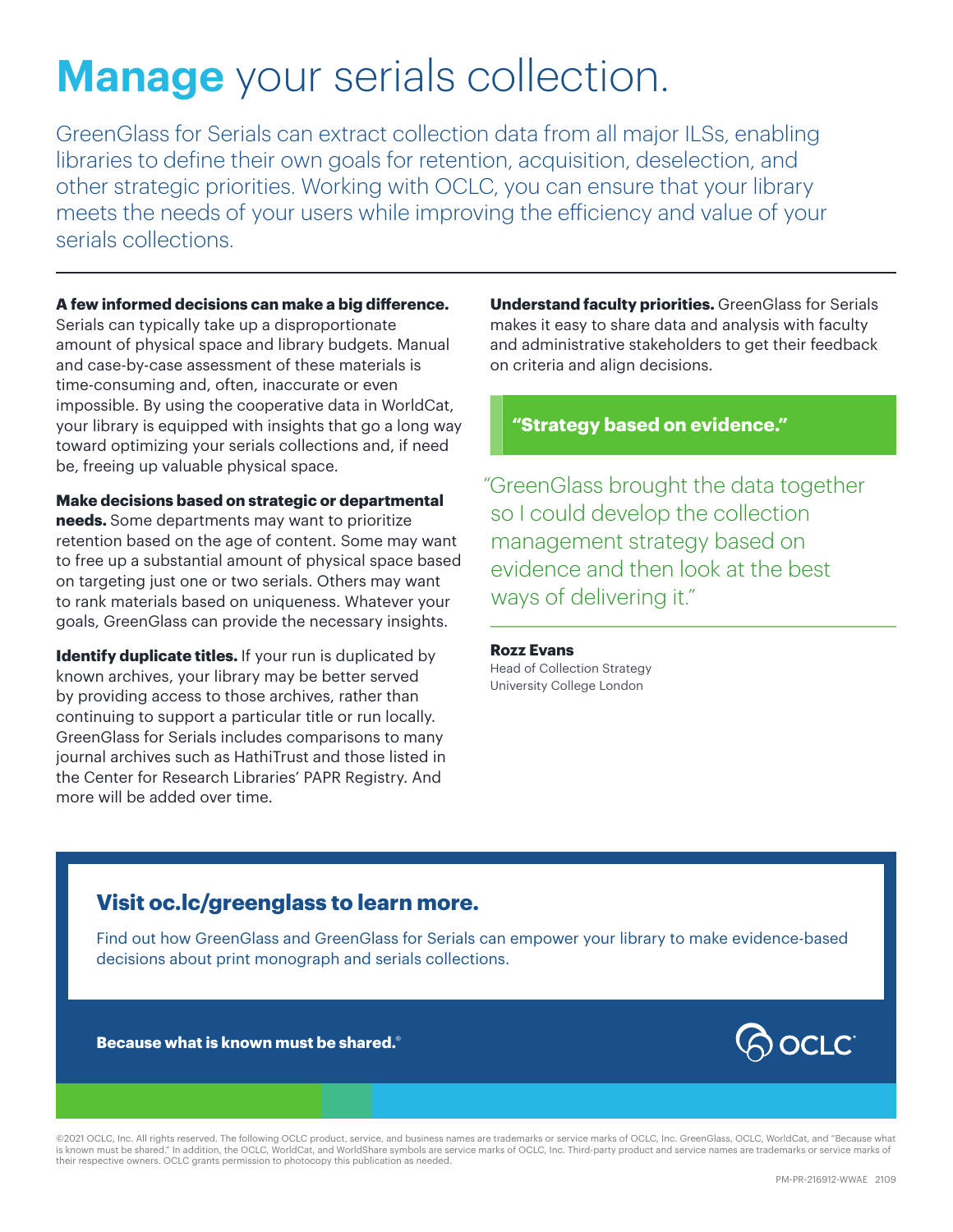# **Manage** your serials collection.

GreenGlass for Serials can extract collection data from all major ILSs, enabling libraries to define their own goals for retention, acquisition, deselection, and other strategic priorities. Working with OCLC, you can ensure that your library meets the needs of your users while improving the efficiency and value of your serials collections.

---

**A few informed decisions can make a big difference.** Serials can typically take up a disproportionate amount of physical space and library budgets. Manual and case-by-case assessment of these materials is time-consuming and, often, inaccurate or even impossible. By using the cooperative data in WorldCat, your library is equipped with insights that go a long way toward optimizing your serials collections and, if need be, freeing up valuable physical space.

**Make decisions based on strategic or departmental needs.** Some departments may want to prioritize retention based on the age of content. Some may want to free up a substantial amount of physical space based on targeting just one or two serials. Others may want to rank materials based on uniqueness. Whatever your goals, GreenGlass can provide the necessary insights.

**Identify duplicate titles.** If your run is duplicated by known archives, your library may be better served by providing access to those archives, rather than continuing to support a particular title or run locally. GreenGlass for Serials includes comparisons to many journal archives such as HathiTrust and those listed in the Center for Research Libraries' PAPR Registry. And more will be added over time.

**Understand faculty priorities.** GreenGlass for Serials makes it easy to share data and analysis with faculty and administrative stakeholders to get their feedback on criteria and align decisions.

**"Strategy based on evidence."**

"GreenGlass brought the data together so I could develop the collection management strategy based on evidence and then look at the best ways of delivering it."

**Rozz Evans**
Head of Collection Strategy
University College London

## Visit oc.lc/greenglass to learn more.

Find out how GreenGlass and GreenGlass for Serials can empower your library to make evidence-based decisions about print monograph and serials collections.

**Because what is known must be shared.®**

OCLC

©2021 OCLC, Inc. All rights reserved. The following OCLC product, service, and business names are trademarks or service marks of OCLC, Inc. GreenGlass, OCLC, WorldCat, and "Because what is known must be shared." In addition, the OCLC, WorldCat, and WorldShare symbols are service marks of OCLC, Inc. Third-party product and service names are trademarks or service marks of their respective owners. OCLC grants permission to photocopy this publication as needed.

PM-PR-216912-WWAE 2109